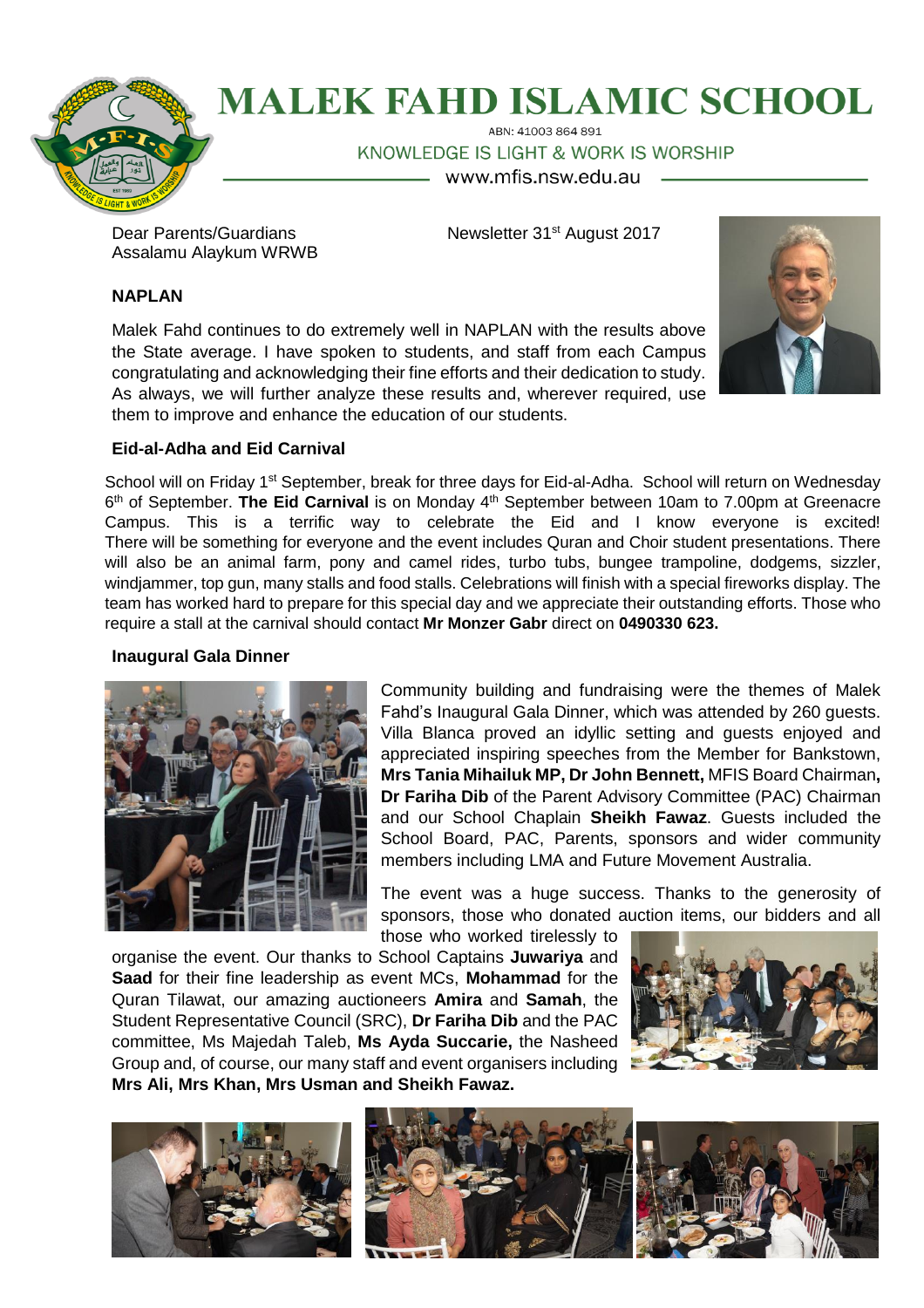# MALEK FAHD ISLAMIC SCHOOL

ABN: 41003 864 891

KNOWLEDGE IS LIGHT & WORK IS WORSHIP

www.mfis.nsw.edu.au

Dear Parents/Guardians
Assalamu Alaykum WRWB

Newsletter 31st August 2017

**NAPLAN**

Malek Fahd continues to do extremely well in NAPLAN with the results above the State average. I have spoken to students, and staff from each Campus congratulating and acknowledging their fine efforts and their dedication to study. As always, we will further analyze these results and, wherever required, use them to improve and enhance the education of our students.

**Eid-al-Adha and Eid Carnival**

School will on Friday 1st September, break for three days for Eid-al-Adha. School will return on Wednesday 6th of September. **The Eid Carnival** is on Monday 4th September between 10am to 7.00pm at Greenacre Campus. This is a terrific way to celebrate the Eid and I know everyone is excited! There will be something for everyone and the event includes Quran and Choir student presentations. There will also be an animal farm, pony and camel rides, turbo tubs, bungee trampoline, dodgems, sizzler, windjammer, top gun, many stalls and food stalls. Celebrations will finish with a special fireworks display. The team has worked hard to prepare for this special day and we appreciate their outstanding efforts. Those who require a stall at the carnival should contact **Mr Monzer Gabr** direct on **0490330 623.**

**Inaugural Gala Dinner**

Community building and fundraising were the themes of Malek Fahd's Inaugural Gala Dinner, which was attended by 260 guests. Villa Blanca proved an idyllic setting and guests enjoyed and appreciated inspiring speeches from the Member for Bankstown, **Mrs Tania Mihailuk MP, Dr John Bennett,** MFIS Board Chairman**, Dr Fariha Dib** of the Parent Advisory Committee (PAC) Chairman and our School Chaplain **Sheikh Fawaz**. Guests included the School Board, PAC, Parents, sponsors and wider community members including LMA and Future Movement Australia.

The event was a huge success. Thanks to the generosity of sponsors, those who donated auction items, our bidders and all those who worked tirelessly to organise the event. Our thanks to School Captains **Juwariya** and **Saad** for their fine leadership as event MCs, **Mohammad** for the Quran Tilawat, our amazing auctioneers **Amira** and **Samah**, the Student Representative Council (SRC), **Dr Fariha Dib** and the PAC committee, Ms Majedah Taleb, **Ms Ayda Succarie,** the Nasheed Group and, of course, our many staff and event organisers including **Mrs Ali, Mrs Khan, Mrs Usman and Sheikh Fawaz.**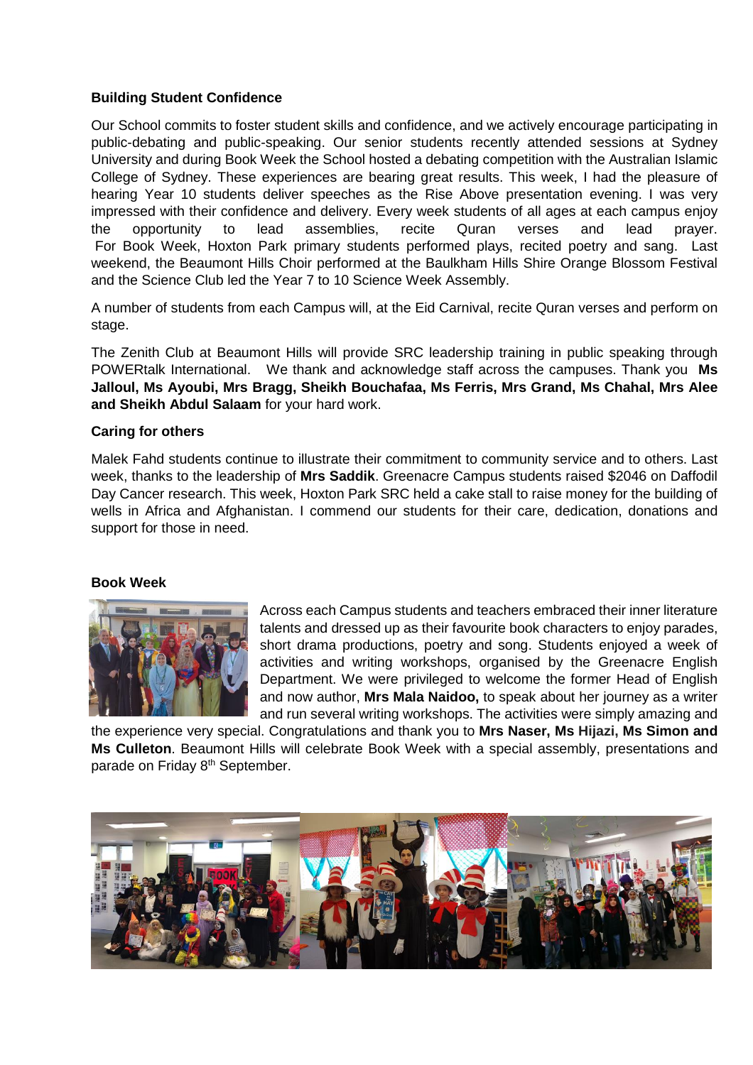**Building Student Confidence**

Our School commits to foster student skills and confidence, and we actively encourage participating in public-debating and public-speaking. Our senior students recently attended sessions at Sydney University and during Book Week the School hosted a debating competition with the Australian Islamic College of Sydney. These experiences are bearing great results. This week, I had the pleasure of hearing Year 10 students deliver speeches as the Rise Above presentation evening. I was very impressed with their confidence and delivery. Every week students of all ages at each campus enjoy the opportunity to lead assemblies, recite Quran verses and lead prayer. For Book Week, Hoxton Park primary students performed plays, recited poetry and sang. Last weekend, the Beaumont Hills Choir performed at the Baulkham Hills Shire Orange Blossom Festival and the Science Club led the Year 7 to 10 Science Week Assembly.

A number of students from each Campus will, at the Eid Carnival, recite Quran verses and perform on stage.

The Zenith Club at Beaumont Hills will provide SRC leadership training in public speaking through POWERtalk International. We thank and acknowledge staff across the campuses. Thank you **Ms Jalloul, Ms Ayoubi, Mrs Bragg, Sheikh Bouchafaa, Ms Ferris, Mrs Grand, Ms Chahal, Mrs Alee and Sheikh Abdul Salaam** for your hard work.

**Caring for others**

Malek Fahd students continue to illustrate their commitment to community service and to others. Last week, thanks to the leadership of **Mrs Saddik**. Greenacre Campus students raised $2046 on Daffodil Day Cancer research. This week, Hoxton Park SRC held a cake stall to raise money for the building of wells in Africa and Afghanistan. I commend our students for their care, dedication, donations and support for those in need.

**Book Week**

Across each Campus students and teachers embraced their inner literature talents and dressed up as their favourite book characters to enjoy parades, short drama productions, poetry and song. Students enjoyed a week of activities and writing workshops, organised by the Greenacre English Department. We were privileged to welcome the former Head of English and now author, **Mrs Mala Naidoo,** to speak about her journey as a writer and run several writing workshops. The activities were simply amazing and the experience very special. Congratulations and thank you to **Mrs Naser, Ms Hijazi, Ms Simon and Ms Culleton**. Beaumont Hills will celebrate Book Week with a special assembly, presentations and parade on Friday 8th September.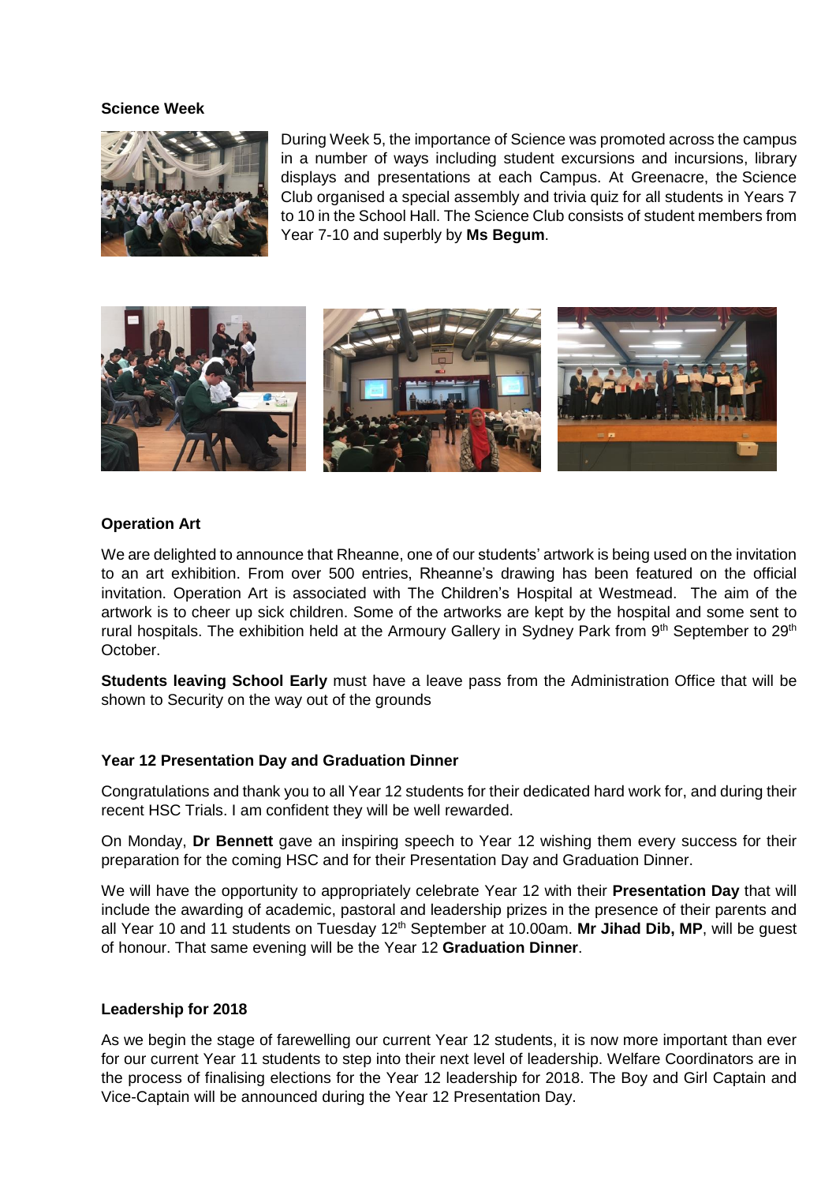**Science Week**

During Week 5, the importance of Science was promoted across the campus in a number of ways including student excursions and incursions, library displays and presentations at each Campus. At Greenacre, the Science Club organised a special assembly and trivia quiz for all students in Years 7 to 10 in the School Hall. The Science Club consists of student members from Year 7-10 and superbly by **Ms Begum**.

**Operation Art**

We are delighted to announce that Rheanne, one of our students' artwork is being used on the invitation to an art exhibition. From over 500 entries, Rheanne's drawing has been featured on the official invitation. Operation Art is associated with The Children's Hospital at Westmead. The aim of the artwork is to cheer up sick children. Some of the artworks are kept by the hospital and some sent to rural hospitals. The exhibition held at the Armoury Gallery in Sydney Park from 9th September to 29th October.

**Students leaving School Early** must have a leave pass from the Administration Office that will be shown to Security on the way out of the grounds

**Year 12 Presentation Day and Graduation Dinner**

Congratulations and thank you to all Year 12 students for their dedicated hard work for, and during their recent HSC Trials. I am confident they will be well rewarded.

On Monday, **Dr Bennett** gave an inspiring speech to Year 12 wishing them every success for their preparation for the coming HSC and for their Presentation Day and Graduation Dinner.

We will have the opportunity to appropriately celebrate Year 12 with their **Presentation Day** that will include the awarding of academic, pastoral and leadership prizes in the presence of their parents and all Year 10 and 11 students on Tuesday 12th September at 10.00am. **Mr Jihad Dib, MP**, will be guest of honour. That same evening will be the Year 12 **Graduation Dinner**.

**Leadership for 2018**

As we begin the stage of farewelling our current Year 12 students, it is now more important than ever for our current Year 11 students to step into their next level of leadership. Welfare Coordinators are in the process of finalising elections for the Year 12 leadership for 2018. The Boy and Girl Captain and Vice-Captain will be announced during the Year 12 Presentation Day.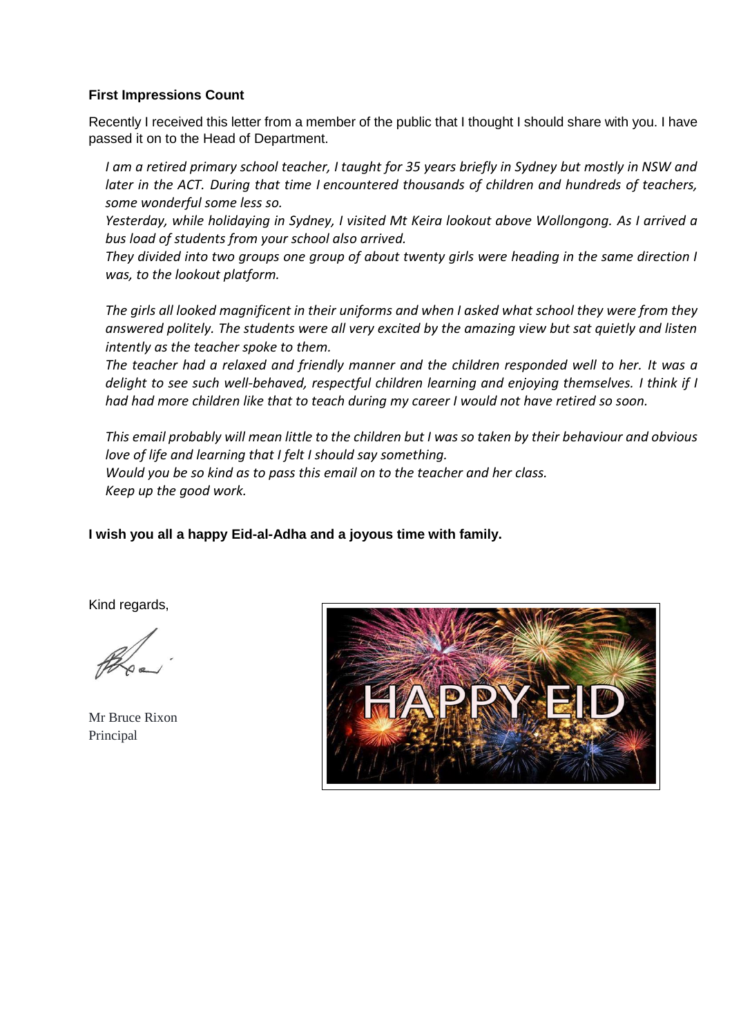**First Impressions Count**

Recently I received this letter from a member of the public that I thought I should share with you. I have passed it on to the Head of Department.

*I am a retired primary school teacher, I taught for 35 years briefly in Sydney but mostly in NSW and later in the ACT. During that time I encountered thousands of children and hundreds of teachers, some wonderful some less so.*

*Yesterday, while holidaying in Sydney, I visited Mt Keira lookout above Wollongong. As I arrived a bus load of students from your school also arrived.*

*They divided into two groups one group of about twenty girls were heading in the same direction I was, to the lookout platform.*

*The girls all looked magnificent in their uniforms and when I asked what school they were from they answered politely. The students were all very excited by the amazing view but sat quietly and listen intently as the teacher spoke to them.*

*The teacher had a relaxed and friendly manner and the children responded well to her. It was a delight to see such well-behaved, respectful children learning and enjoying themselves. I think if I had had more children like that to teach during my career I would not have retired so soon.*

*This email probably will mean little to the children but I was so taken by their behaviour and obvious love of life and learning that I felt I should say something.*

*Would you be so kind as to pass this email on to the teacher and her class.*

*Keep up the good work.*

**I wish you all a happy Eid-al-Adha and a joyous time with family.**

Kind regards,

Mr Bruce Rixon
Principal

HAPPY EID